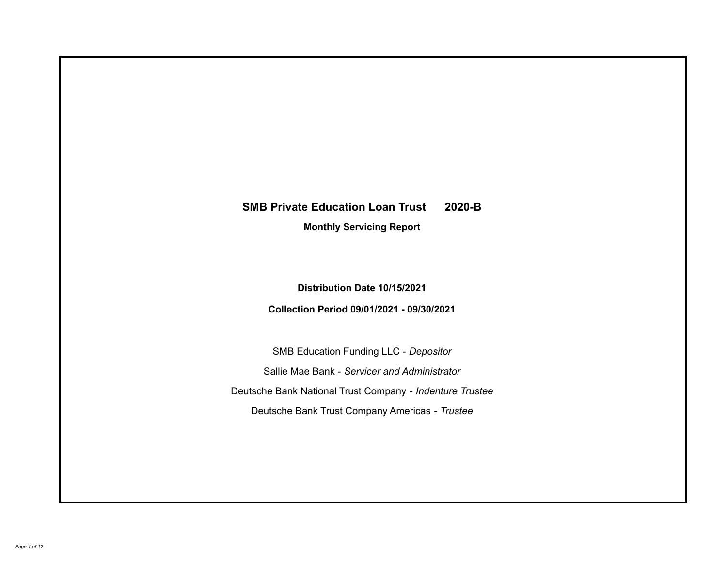# SMB Private Education Loan Trust 2020-B

## Monthly Servicing Report

**Distribution Date 10/15/2021**

**Collection Period 09/01/2021 - 09/30/2021**

SMB Education Funding LLC - *Depositor*

Sallie Mae Bank - *Servicer and Administrator*

Deutsche Bank National Trust Company - *Indenture Trustee*

Deutsche Bank Trust Company Americas - *Trustee*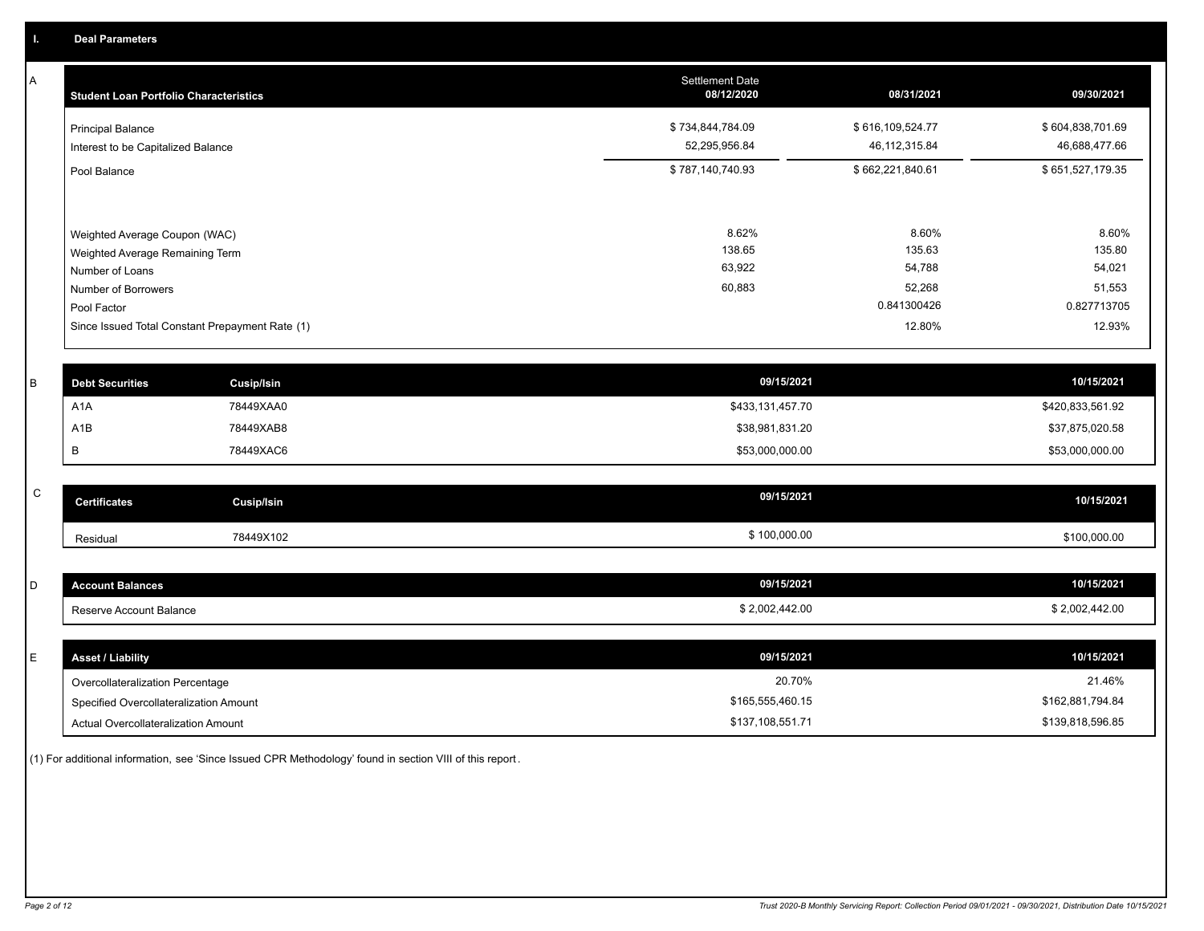## I. Deal Parameters

### A

| Student Loan Portfolio Characteristics | Settlement Date 08/12/2020 | 08/31/2021 | 09/30/2021 |
|---|---|---|---|
| Principal Balance | $ 734,844,784.09 | $ 616,109,524.77 | $ 604,838,701.69 |
| Interest to be Capitalized Balance | 52,295,956.84 | 46,112,315.84 | 46,688,477.66 |
| Pool Balance | $ 787,140,740.93 | $ 662,221,840.61 | $ 651,527,179.35 |
| Weighted Average Coupon (WAC) | 8.62% | 8.60% | 8.60% |
| Weighted Average Remaining Term | 138.65 | 135.63 | 135.80 |
| Number of Loans | 63,922 | 54,788 | 54,021 |
| Number of Borrowers | 60,883 | 52,268 | 51,553 |
| Pool Factor | | 0.841300426 | 0.827713705 |
| Since Issued Total Constant Prepayment Rate (1) | | 12.80% | 12.93% |

### B

| Debt Securities | Cusip/Isin | 09/15/2021 | 10/15/2021 |
|---|---|---|---|
| A1A | 78449XAA0 | $433,131,457.70 | $420,833,561.92 |
| A1B | 78449XAB8 | $38,981,831.20 | $37,875,020.58 |
| B | 78449XAC6 | $53,000,000.00 | $53,000,000.00 |

### C

| Certificates | Cusip/Isin | 09/15/2021 | 10/15/2021 |
|---|---|---|---|
| Residual | 78449X102 | $ 100,000.00 | $100,000.00 |

### D

| Account Balances | 09/15/2021 | 10/15/2021 |
|---|---|---|
| Reserve Account Balance | $ 2,002,442.00 | $ 2,002,442.00 |

### E

| Asset / Liability | 09/15/2021 | 10/15/2021 |
|---|---|---|
| Overcollateralization Percentage | 20.70% | 21.46% |
| Specified Overcollateralization Amount | $165,555,460.15 | $162,881,794.84 |
| Actual Overcollateralization Amount | $137,108,551.71 | $139,818,596.85 |

(1) For additional information, see 'Since Issued CPR Methodology' found in section VIII of this report.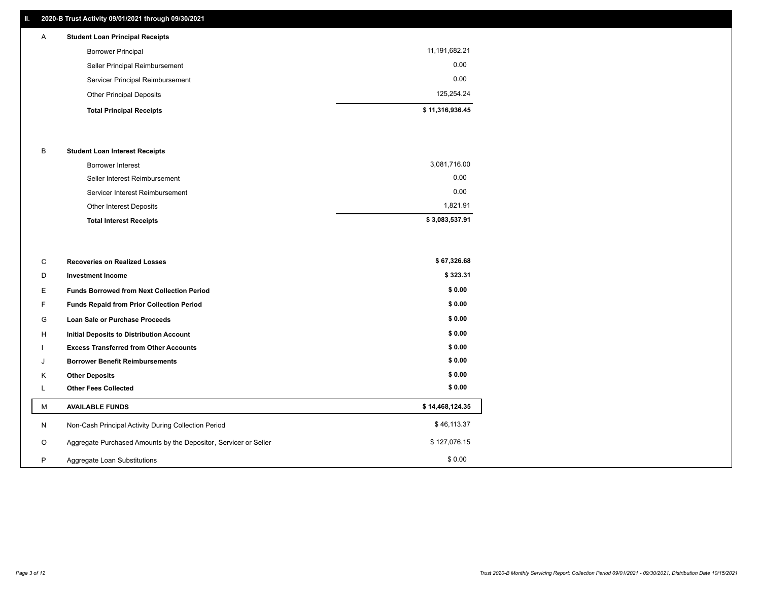## II. 2020-B Trust Activity 09/01/2021 through 09/30/2021

| | | |
|---|---|---|
| A | **Student Loan Principal Receipts** | |
| | Borrower Principal | 11,191,682.21 |
| | Seller Principal Reimbursement | 0.00 |
| | Servicer Principal Reimbursement | 0.00 |
| | Other Principal Deposits | 125,254.24 |
| | **Total Principal Receipts** | **$ 11,316,936.45** |
| B | **Student Loan Interest Receipts** | |
| | Borrower Interest | 3,081,716.00 |
| | Seller Interest Reimbursement | 0.00 |
| | Servicer Interest Reimbursement | 0.00 |
| | Other Interest Deposits | 1,821.91 |
| | **Total Interest Receipts** | **$ 3,083,537.91** |
| C | **Recoveries on Realized Losses** | **$ 67,326.68** |
| D | **Investment Income** | **$ 323.31** |
| E | **Funds Borrowed from Next Collection Period** | **$ 0.00** |
| F | **Funds Repaid from Prior Collection Period** | **$ 0.00** |
| G | **Loan Sale or Purchase Proceeds** | **$ 0.00** |
| H | **Initial Deposits to Distribution Account** | **$ 0.00** |
| I | **Excess Transferred from Other Accounts** | **$ 0.00** |
| J | **Borrower Benefit Reimbursements** | **$ 0.00** |
| K | **Other Deposits** | **$ 0.00** |
| L | **Other Fees Collected** | **$ 0.00** |
| M | **AVAILABLE FUNDS** | **$ 14,468,124.35** |
| N | Non-Cash Principal Activity During Collection Period | $ 46,113.37 |
| O | Aggregate Purchased Amounts by the Depositor, Servicer or Seller | $ 127,076.15 |
| P | Aggregate Loan Substitutions | $ 0.00 |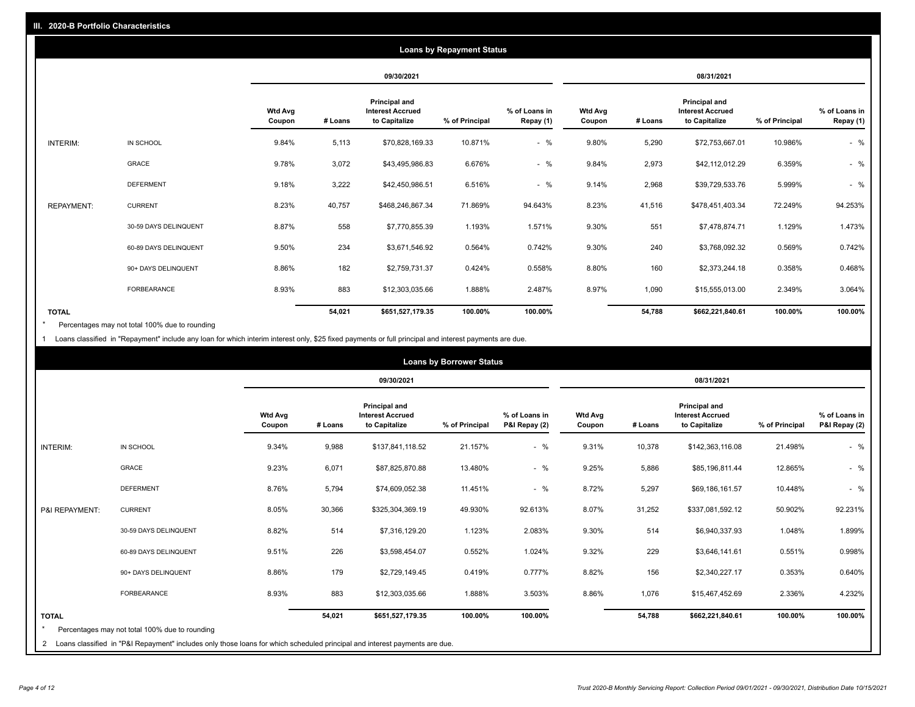## III. 2020-B Portfolio Characteristics

### Loans by Repayment Status

| | | 09/30/2021 | | | | | 08/31/2021 | | | | |
|---|---|---|---|---|---|---|---|---|---|---|---|
| | | Wtd Avg Coupon | # Loans | Principal and Interest Accrued to Capitalize | % of Principal | % of Loans in Repay (1) | Wtd Avg Coupon | # Loans | Principal and Interest Accrued to Capitalize | % of Principal | % of Loans in Repay (1) |
| INTERIM: | IN SCHOOL | 9.84% | 5,113 | $70,828,169.33 | 10.871% | - % | 9.80% | 5,290 | $72,753,667.01 | 10.986% | - % |
| | GRACE | 9.78% | 3,072 | $43,495,986.83 | 6.676% | - % | 9.84% | 2,973 | $42,112,012.29 | 6.359% | - % |
| | DEFERMENT | 9.18% | 3,222 | $42,450,986.51 | 6.516% | - % | 9.14% | 2,968 | $39,729,533.76 | 5.999% | - % |
| REPAYMENT: | CURRENT | 8.23% | 40,757 | $468,246,867.34 | 71.869% | 94.643% | 8.23% | 41,516 | $478,451,403.34 | 72.249% | 94.253% |
| | 30-59 DAYS DELINQUENT | 8.87% | 558 | $7,770,855.39 | 1.193% | 1.571% | 9.30% | 551 | $7,478,874.71 | 1.129% | 1.473% |
| | 60-89 DAYS DELINQUENT | 9.50% | 234 | $3,671,546.92 | 0.564% | 0.742% | 9.30% | 240 | $3,768,092.32 | 0.569% | 0.742% |
| | 90+ DAYS DELINQUENT | 8.86% | 182 | $2,759,731.37 | 0.424% | 0.558% | 8.80% | 160 | $2,373,244.18 | 0.358% | 0.468% |
| | FORBEARANCE | 8.93% | 883 | $12,303,035.66 | 1.888% | 2.487% | 8.97% | 1,090 | $15,555,013.00 | 2.349% | 3.064% |
| **TOTAL** | | | **54,021** | **$651,527,179.35** | **100.00%** | **100.00%** | | **54,788** | **$662,221,840.61** | **100.00%** | **100.00%** |

\* Percentages may not total 100% due to rounding

1 Loans classified in "Repayment" include any loan for which interim interest only, $25 fixed payments or full principal and interest payments are due.

### Loans by Borrower Status

| | | 09/30/2021 | | | | | 08/31/2021 | | | | |
|---|---|---|---|---|---|---|---|---|---|---|---|
| | | Wtd Avg Coupon | # Loans | Principal and Interest Accrued to Capitalize | % of Principal | % of Loans in P&I Repay (2) | Wtd Avg Coupon | # Loans | Principal and Interest Accrued to Capitalize | % of Principal | % of Loans in P&I Repay (2) |
| INTERIM: | IN SCHOOL | 9.34% | 9,988 | $137,841,118.52 | 21.157% | - % | 9.31% | 10,378 | $142,363,116.08 | 21.498% | - % |
| | GRACE | 9.23% | 6,071 | $87,825,870.88 | 13.480% | - % | 9.25% | 5,886 | $85,196,811.44 | 12.865% | - % |
| | DEFERMENT | 8.76% | 5,794 | $74,609,052.38 | 11.451% | - % | 8.72% | 5,297 | $69,186,161.57 | 10.448% | - % |
| P&I REPAYMENT: | CURRENT | 8.05% | 30,366 | $325,304,369.19 | 49.930% | 92.613% | 8.07% | 31,252 | $337,081,592.12 | 50.902% | 92.231% |
| | 30-59 DAYS DELINQUENT | 8.82% | 514 | $7,316,129.20 | 1.123% | 2.083% | 9.30% | 514 | $6,940,337.93 | 1.048% | 1.899% |
| | 60-89 DAYS DELINQUENT | 9.51% | 226 | $3,598,454.07 | 0.552% | 1.024% | 9.32% | 229 | $3,646,141.61 | 0.551% | 0.998% |
| | 90+ DAYS DELINQUENT | 8.86% | 179 | $2,729,149.45 | 0.419% | 0.777% | 8.82% | 156 | $2,340,227.17 | 0.353% | 0.640% |
| | FORBEARANCE | 8.93% | 883 | $12,303,035.66 | 1.888% | 3.503% | 8.86% | 1,076 | $15,467,452.69 | 2.336% | 4.232% |
| **TOTAL** | | | **54,021** | **$651,527,179.35** | **100.00%** | **100.00%** | | **54,788** | **$662,221,840.61** | **100.00%** | **100.00%** |

\* Percentages may not total 100% due to rounding

2 Loans classified in "P&I Repayment" includes only those loans for which scheduled principal and interest payments are due.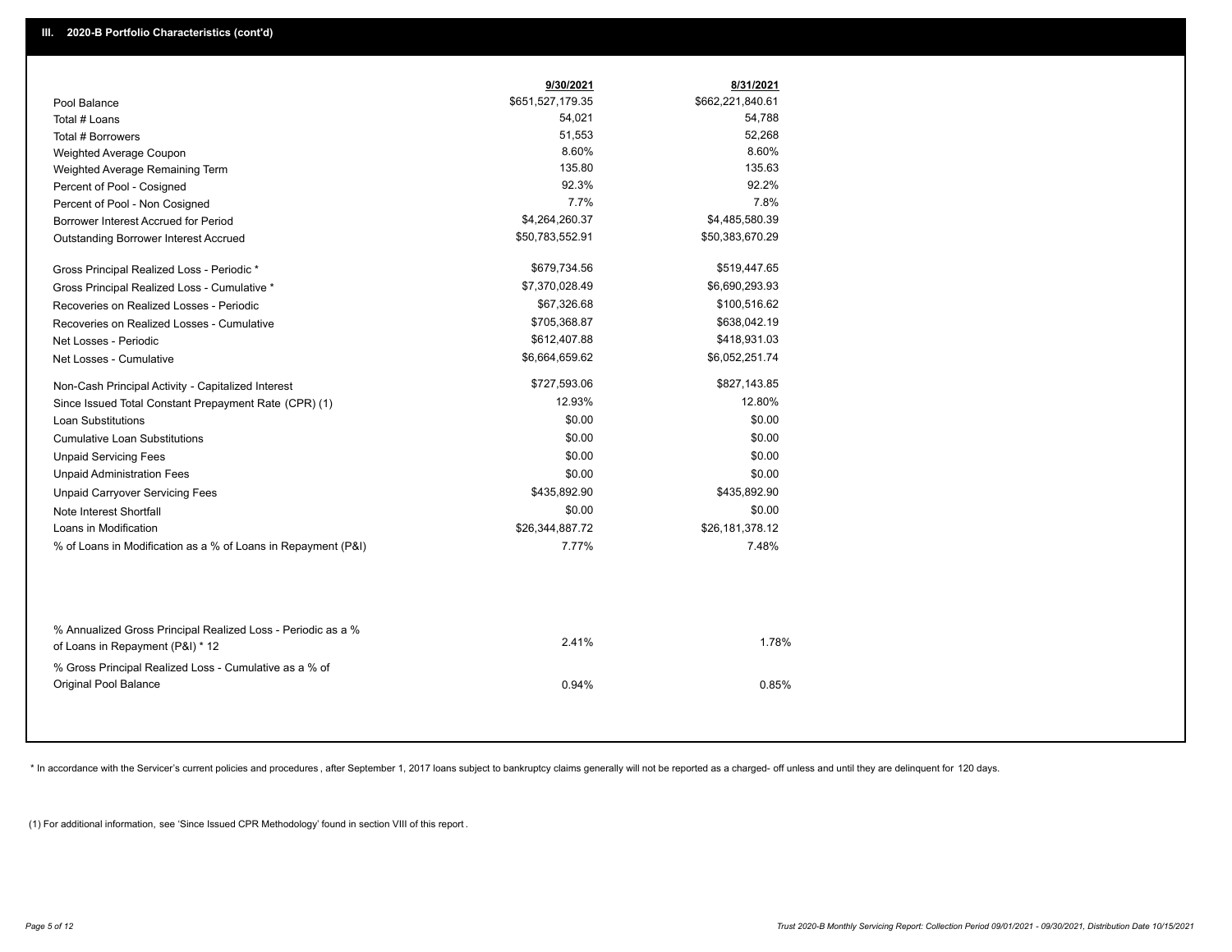## III. 2020-B Portfolio Characteristics (cont'd)

| | 9/30/2021 | 8/31/2021 |
|---|---|---|
| Pool Balance | $651,527,179.35 | $662,221,840.61 |
| Total # Loans | 54,021 | 54,788 |
| Total # Borrowers | 51,553 | 52,268 |
| Weighted Average Coupon | 8.60% | 8.60% |
| Weighted Average Remaining Term | 135.80 | 135.63 |
| Percent of Pool - Cosigned | 92.3% | 92.2% |
| Percent of Pool - Non Cosigned | 7.7% | 7.8% |
| Borrower Interest Accrued for Period | $4,264,260.37 | $4,485,580.39 |
| Outstanding Borrower Interest Accrued | $50,783,552.91 | $50,383,670.29 |
| Gross Principal Realized Loss - Periodic * | $679,734.56 | $519,447.65 |
| Gross Principal Realized Loss - Cumulative * | $7,370,028.49 | $6,690,293.93 |
| Recoveries on Realized Losses - Periodic | $67,326.68 | $100,516.62 |
| Recoveries on Realized Losses - Cumulative | $705,368.87 | $638,042.19 |
| Net Losses - Periodic | $612,407.88 | $418,931.03 |
| Net Losses - Cumulative | $6,664,659.62 | $6,052,251.74 |
| Non-Cash Principal Activity - Capitalized Interest | $727,593.06 | $827,143.85 |
| Since Issued Total Constant Prepayment Rate (CPR) (1) | 12.93% | 12.80% |
| Loan Substitutions | $0.00 | $0.00 |
| Cumulative Loan Substitutions | $0.00 | $0.00 |
| Unpaid Servicing Fees | $0.00 | $0.00 |
| Unpaid Administration Fees | $0.00 | $0.00 |
| Unpaid Carryover Servicing Fees | $435,892.90 | $435,892.90 |
| Note Interest Shortfall | $0.00 | $0.00 |
| Loans in Modification | $26,344,887.72 | $26,181,378.12 |
| % of Loans in Modification as a % of Loans in Repayment (P&I) | 7.77% | 7.48% |
| % Annualized Gross Principal Realized Loss - Periodic as a % of Loans in Repayment (P&I) * 12 | 2.41% | 1.78% |
| % Gross Principal Realized Loss - Cumulative as a % of Original Pool Balance | 0.94% | 0.85% |

* In accordance with the Servicer's current policies and procedures , after September 1, 2017 loans subject to bankruptcy claims generally will not be reported as a charged- off unless and until they are delinquent for 120 days.

(1) For additional information, see 'Since Issued CPR Methodology' found in section VIII of this report .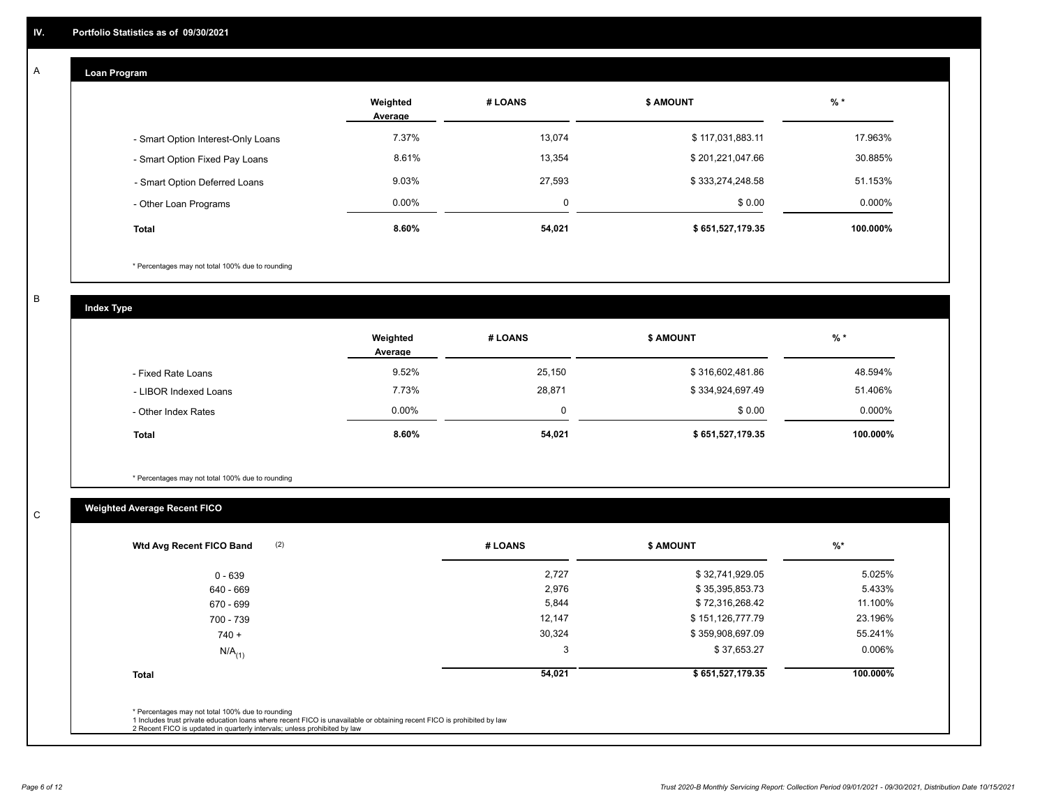## IV. Portfolio Statistics as of 09/30/2021

### A — Loan Program

| | Weighted Average | # LOANS | $ AMOUNT | % * |
|---|---|---|---|---|
| - Smart Option Interest-Only Loans | 7.37% | 13,074 | $ 117,031,883.11 | 17.963% |
| - Smart Option Fixed Pay Loans | 8.61% | 13,354 | $ 201,221,047.66 | 30.885% |
| - Smart Option Deferred Loans | 9.03% | 27,593 | $ 333,274,248.58 | 51.153% |
| - Other Loan Programs | 0.00% | 0 | $ 0.00 | 0.000% |
| **Total** | **8.60%** | **54,021** | **$ 651,527,179.35** | **100.000%** |

\* Percentages may not total 100% due to rounding

### B — Index Type

| | Weighted Average | # LOANS | $ AMOUNT | % * |
|---|---|---|---|---|
| - Fixed Rate Loans | 9.52% | 25,150 | $ 316,602,481.86 | 48.594% |
| - LIBOR Indexed Loans | 7.73% | 28,871 | $ 334,924,697.49 | 51.406% |
| - Other Index Rates | 0.00% | 0 | $ 0.00 | 0.000% |
| **Total** | **8.60%** | **54,021** | **$ 651,527,179.35** | **100.000%** |

\* Percentages may not total 100% due to rounding

### C — Weighted Average Recent FICO

| Wtd Avg Recent FICO Band (2) | # LOANS | $ AMOUNT | %* |
|---|---|---|---|
| 0 - 639 | 2,727 | $ 32,741,929.05 | 5.025% |
| 640 - 669 | 2,976 | $ 35,395,853.73 | 5.433% |
| 670 - 699 | 5,844 | $ 72,316,268.42 | 11.100% |
| 700 - 739 | 12,147 | $ 151,126,777.79 | 23.196% |
| 740 + | 30,324 | $ 359,908,697.09 | 55.241% |
| N/A (1) | 3 | $ 37,653.27 | 0.006% |
| **Total** | **54,021** | **$ 651,527,179.35** | **100.000%** |

\* Percentages may not total 100% due to rounding
1 Includes trust private education loans where recent FICO is unavailable or obtaining recent FICO is prohibited by law
2 Recent FICO is updated in quarterly intervals; unless prohibited by law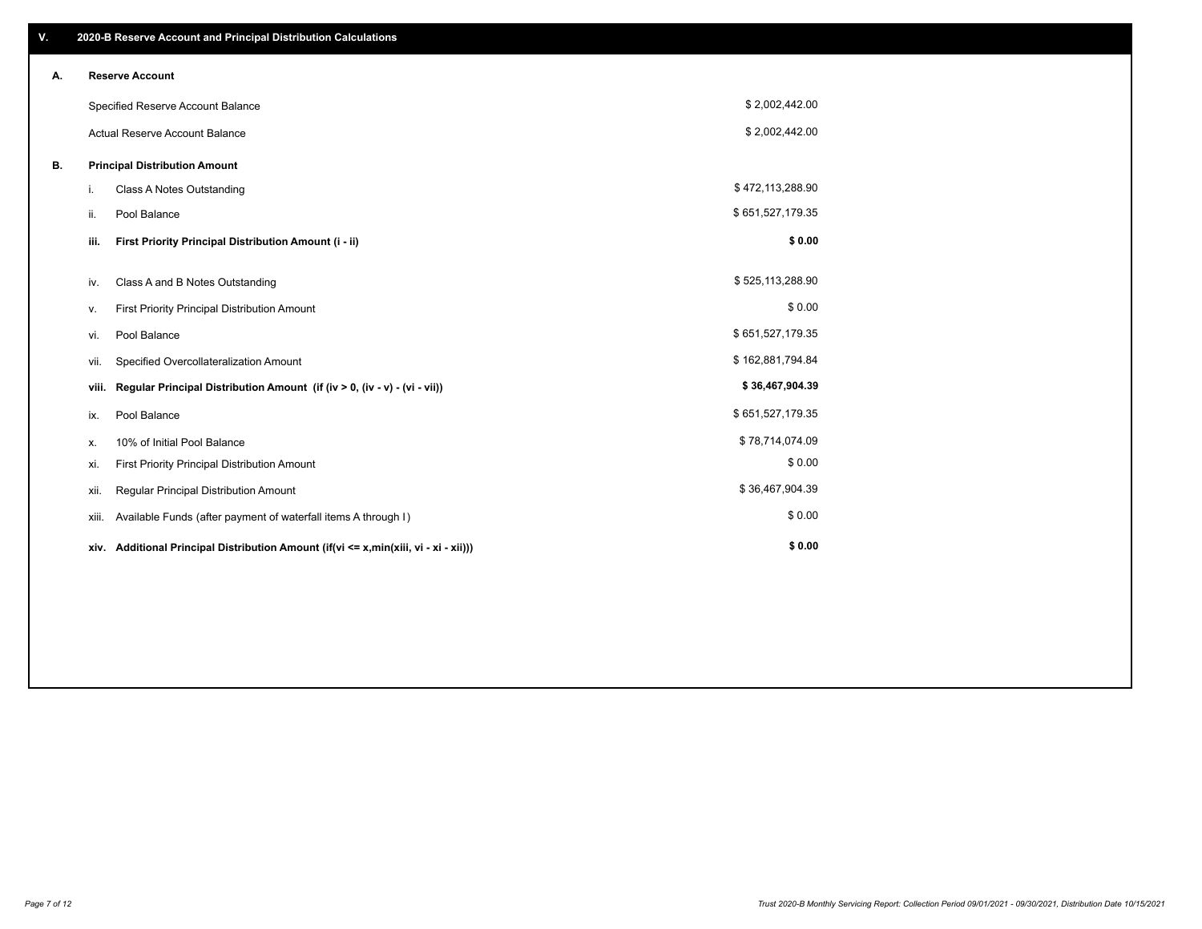## V. 2020-B Reserve Account and Principal Distribution Calculations

### A. Reserve Account

| | |
|---|---|
| Specified Reserve Account Balance | $ 2,002,442.00 |
| Actual Reserve Account Balance | $ 2,002,442.00 |

### B. Principal Distribution Amount

| | | |
|---|---|---|
| i. | Class A Notes Outstanding | $ 472,113,288.90 |
| ii. | Pool Balance | $ 651,527,179.35 |
| **iii.** | **First Priority Principal Distribution Amount (i - ii)** | **$ 0.00** |
| iv. | Class A and B Notes Outstanding | $ 525,113,288.90 |
| v. | First Priority Principal Distribution Amount | $ 0.00 |
| vi. | Pool Balance | $ 651,527,179.35 |
| vii. | Specified Overcollateralization Amount | $ 162,881,794.84 |
| **viii.** | **Regular Principal Distribution Amount (if (iv > 0, (iv - v) - (vi - vii))** | **$ 36,467,904.39** |
| ix. | Pool Balance | $ 651,527,179.35 |
| x. | 10% of Initial Pool Balance | $ 78,714,074.09 |
| xi. | First Priority Principal Distribution Amount | $ 0.00 |
| xii. | Regular Principal Distribution Amount | $ 36,467,904.39 |
| xiii. | Available Funds (after payment of waterfall items A through I) | $ 0.00 |
| **xiv.** | **Additional Principal Distribution Amount (if(vi <= x,min(xiii, vi - xi - xii)))** | **$ 0.00** |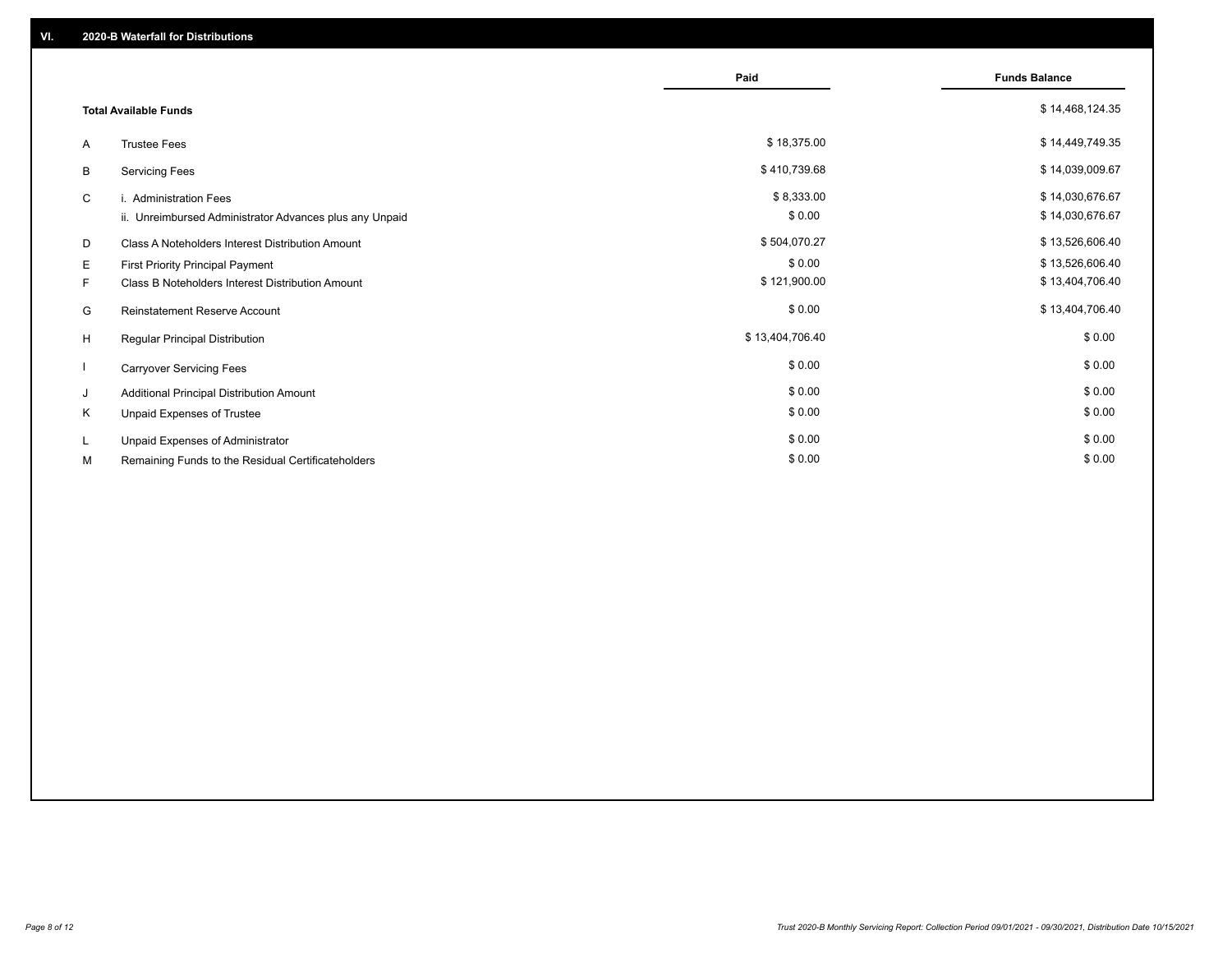## VI. 2020-B Waterfall for Distributions

| | | Paid | Funds Balance |
|---|---|---|---|
| | **Total Available Funds** | | $ 14,468,124.35 |
| A | Trustee Fees | $ 18,375.00 | $ 14,449,749.35 |
| B | Servicing Fees | $ 410,739.68 | $ 14,039,009.67 |
| C | i. Administration Fees | $ 8,333.00 | $ 14,030,676.67 |
| | ii. Unreimbursed Administrator Advances plus any Unpaid | $ 0.00 | $ 14,030,676.67 |
| D | Class A Noteholders Interest Distribution Amount | $ 504,070.27 | $ 13,526,606.40 |
| E | First Priority Principal Payment | $ 0.00 | $ 13,526,606.40 |
| F | Class B Noteholders Interest Distribution Amount | $ 121,900.00 | $ 13,404,706.40 |
| G | Reinstatement Reserve Account | $ 0.00 | $ 13,404,706.40 |
| H | Regular Principal Distribution | $ 13,404,706.40 | $ 0.00 |
| I | Carryover Servicing Fees | $ 0.00 | $ 0.00 |
| J | Additional Principal Distribution Amount | $ 0.00 | $ 0.00 |
| K | Unpaid Expenses of Trustee | $ 0.00 | $ 0.00 |
| L | Unpaid Expenses of Administrator | $ 0.00 | $ 0.00 |
| M | Remaining Funds to the Residual Certificateholders | $ 0.00 | $ 0.00 |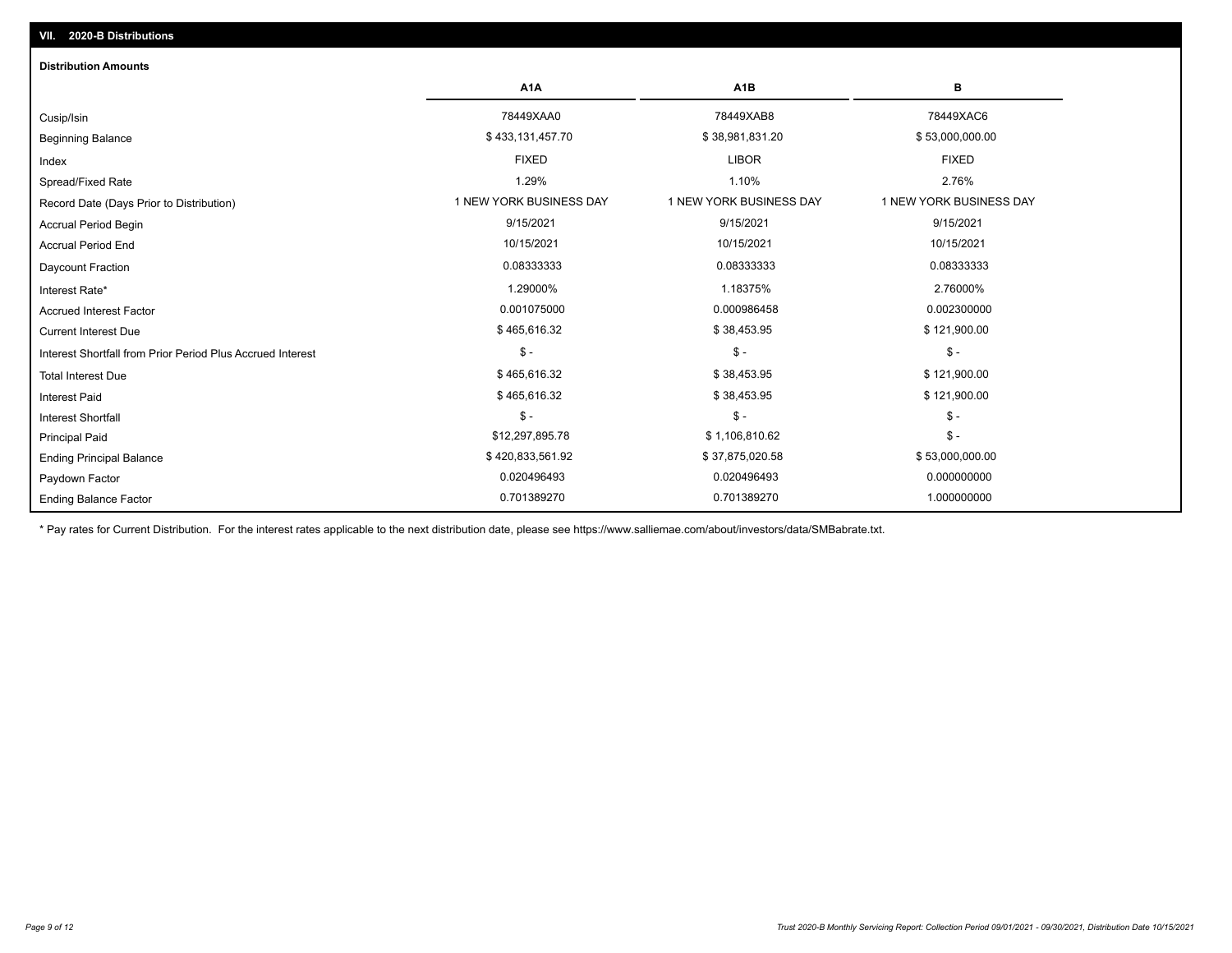## VII. 2020-B Distributions

### Distribution Amounts

| | A1A | A1B | B |
|---|---|---|---|
| Cusip/Isin | 78449XAA0 | 78449XAB8 | 78449XAC6 |
| Beginning Balance | $ 433,131,457.70 | $ 38,981,831.20 | $ 53,000,000.00 |
| Index | FIXED | LIBOR | FIXED |
| Spread/Fixed Rate | 1.29% | 1.10% | 2.76% |
| Record Date (Days Prior to Distribution) | 1 NEW YORK BUSINESS DAY | 1 NEW YORK BUSINESS DAY | 1 NEW YORK BUSINESS DAY |
| Accrual Period Begin | 9/15/2021 | 9/15/2021 | 9/15/2021 |
| Accrual Period End | 10/15/2021 | 10/15/2021 | 10/15/2021 |
| Daycount Fraction | 0.08333333 | 0.08333333 | 0.08333333 |
| Interest Rate* | 1.29000% | 1.18375% | 2.76000% |
| Accrued Interest Factor | 0.001075000 | 0.000986458 | 0.002300000 |
| Current Interest Due | $ 465,616.32 | $ 38,453.95 | $ 121,900.00 |
| Interest Shortfall from Prior Period Plus Accrued Interest | $ - | $ - | $ - |
| Total Interest Due | $ 465,616.32 | $ 38,453.95 | $ 121,900.00 |
| Interest Paid | $ 465,616.32 | $ 38,453.95 | $ 121,900.00 |
| Interest Shortfall | $ - | $ - | $ - |
| Principal Paid | $12,297,895.78 | $ 1,106,810.62 | $ - |
| Ending Principal Balance | $ 420,833,561.92 | $ 37,875,020.58 | $ 53,000,000.00 |
| Paydown Factor | 0.020496493 | 0.020496493 | 0.000000000 |
| Ending Balance Factor | 0.701389270 | 0.701389270 | 1.000000000 |

* Pay rates for Current Distribution. For the interest rates applicable to the next distribution date, please see https://www.salliemae.com/about/investors/data/SMBabrate.txt.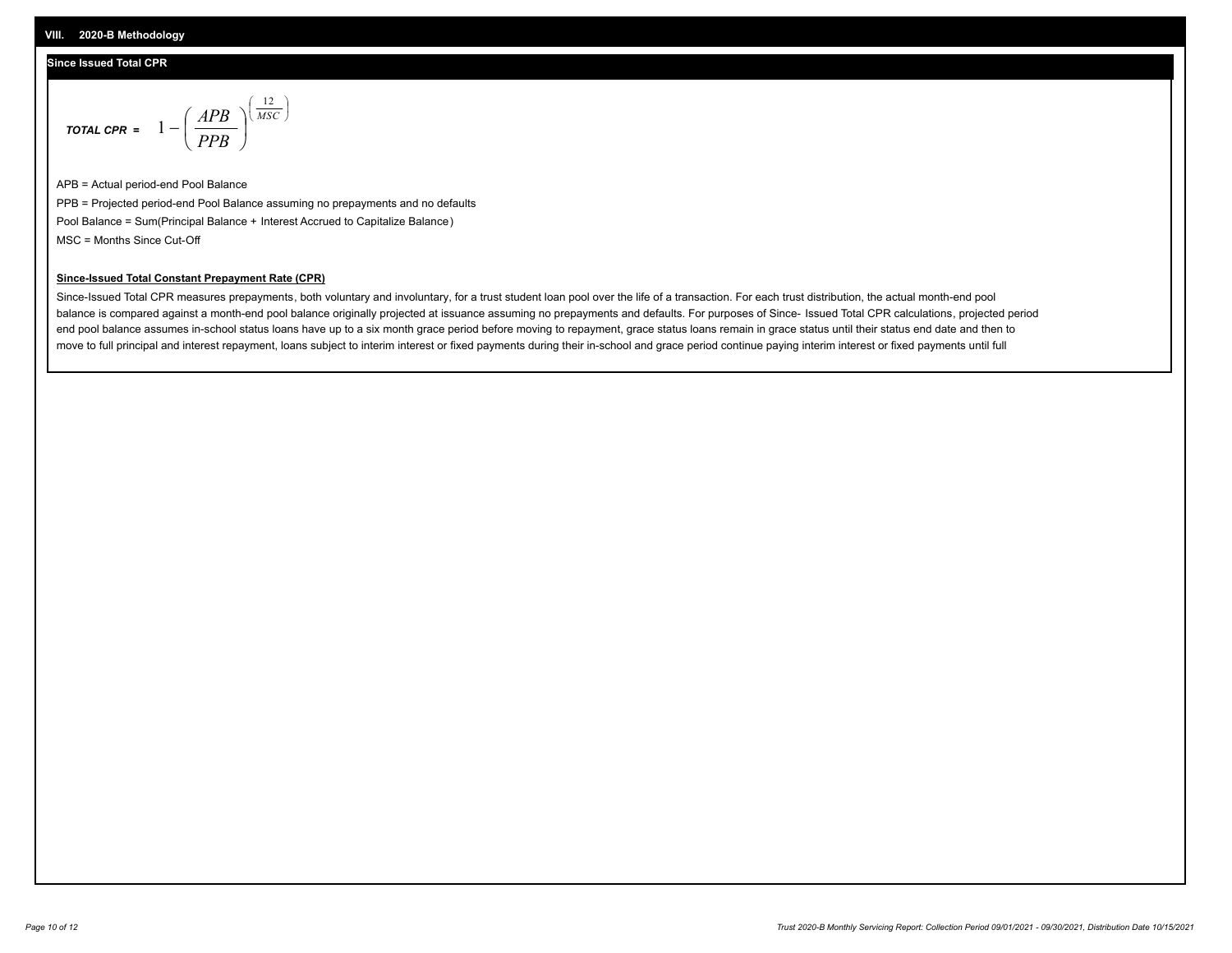## VIII. 2020-B Methodology

### Since Issued Total CPR

$$\textbf{\textit{TOTAL CPR}} = \quad 1 - \left( \frac{APB}{PPB} \right)^{\left( \frac{12}{MSC} \right)}$$

APB = Actual period-end Pool Balance

PPB = Projected period-end Pool Balance assuming no prepayments and no defaults

Pool Balance = Sum(Principal Balance + Interest Accrued to Capitalize Balance)

MSC = Months Since Cut-Off

**Since-Issued Total Constant Prepayment Rate (CPR)**

Since-Issued Total CPR measures prepayments, both voluntary and involuntary, for a trust student loan pool over the life of a transaction. For each trust distribution, the actual month-end pool balance is compared against a month-end pool balance originally projected at issuance assuming no prepayments and defaults. For purposes of Since- Issued Total CPR calculations, projected period end pool balance assumes in-school status loans have up to a six month grace period before moving to repayment, grace status loans remain in grace status until their status end date and then to move to full principal and interest repayment, loans subject to interim interest or fixed payments during their in-school and grace period continue paying interim interest or fixed payments until full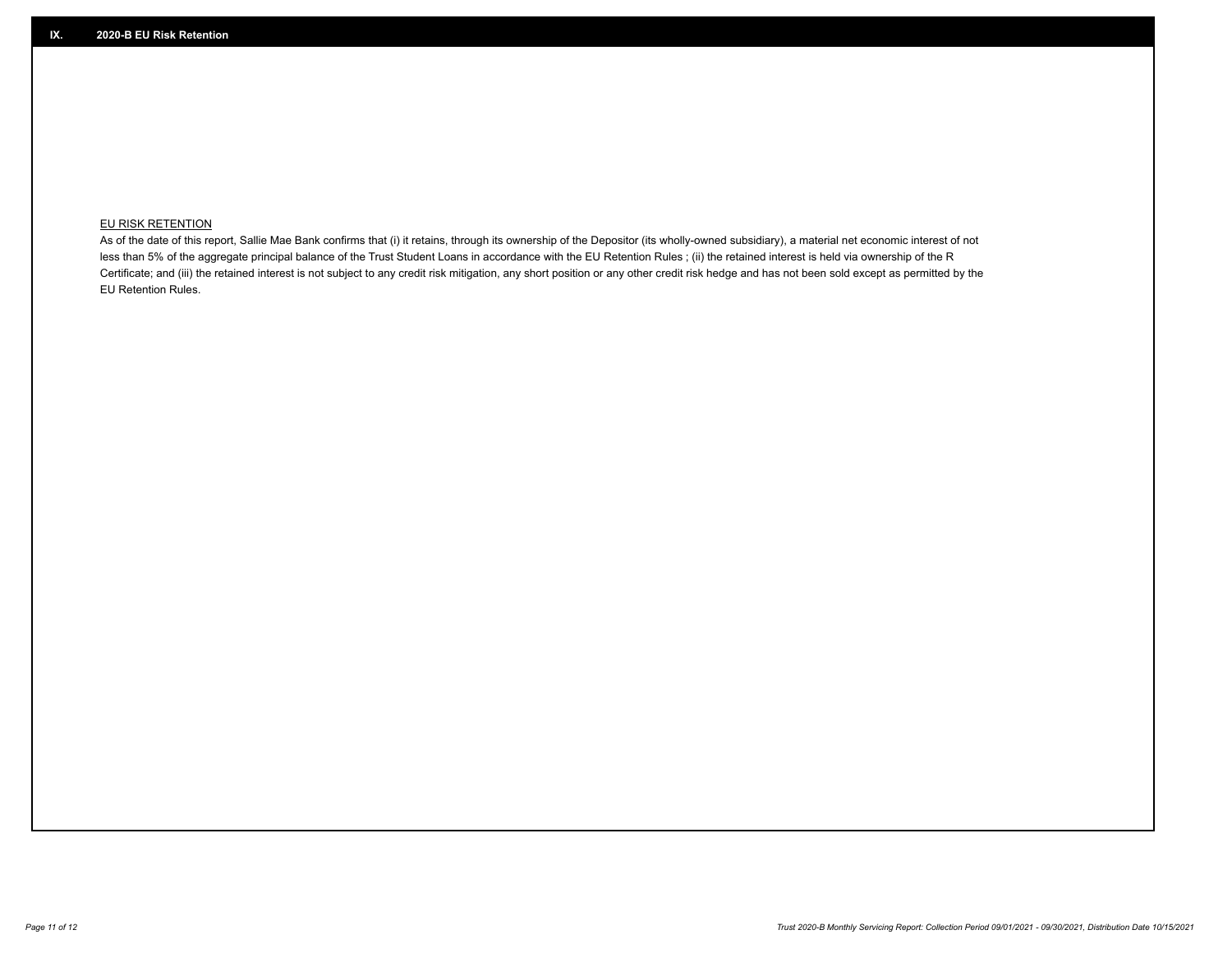## IX. 2020-B EU Risk Retention

EU RISK RETENTION

As of the date of this report, Sallie Mae Bank confirms that (i) it retains, through its ownership of the Depositor (its wholly-owned subsidiary), a material net economic interest of not less than 5% of the aggregate principal balance of the Trust Student Loans in accordance with the EU Retention Rules ; (ii) the retained interest is held via ownership of the R Certificate; and (iii) the retained interest is not subject to any credit risk mitigation, any short position or any other credit risk hedge and has not been sold except as permitted by the EU Retention Rules.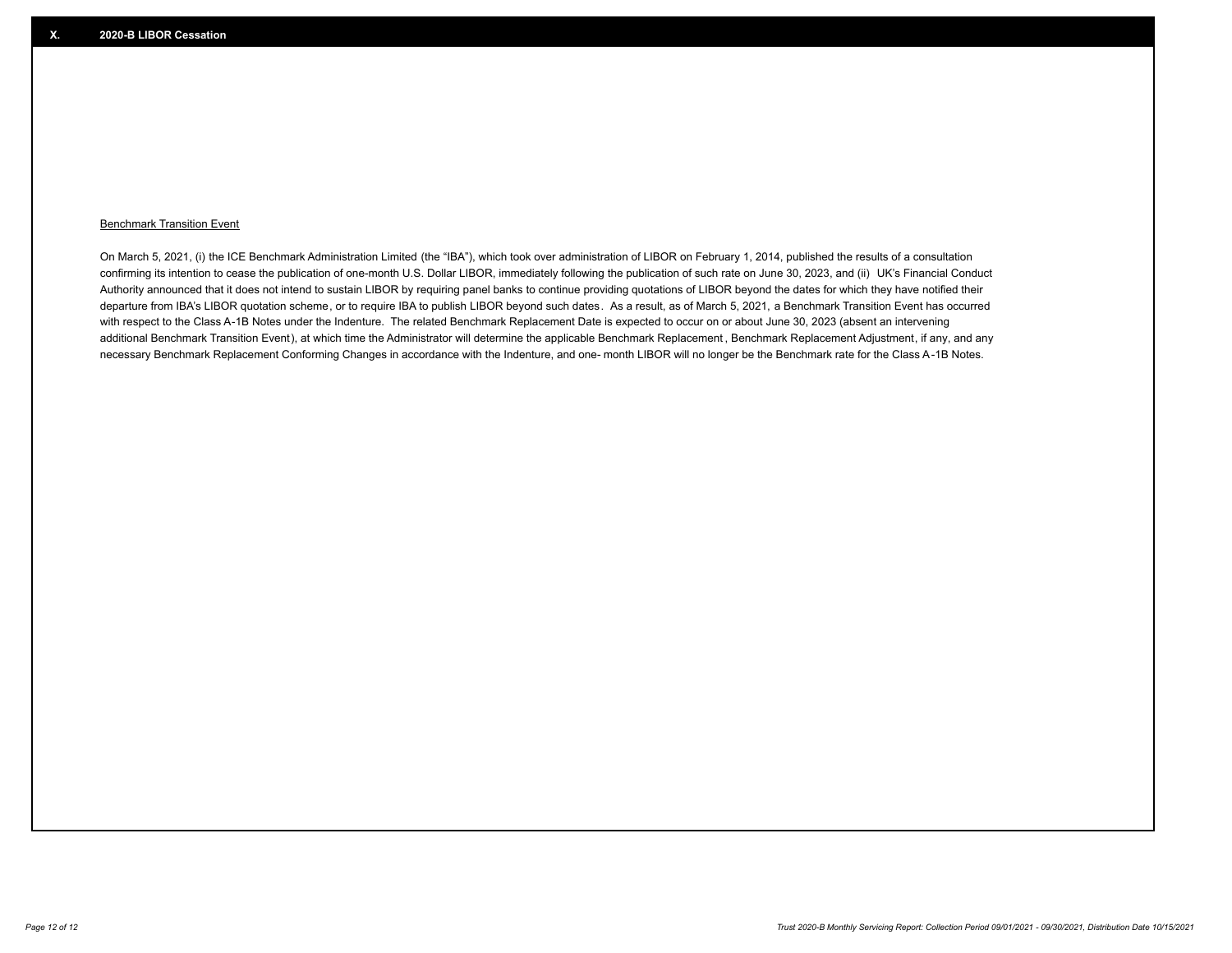## X. 2020-B LIBOR Cessation

### Benchmark Transition Event

On March 5, 2021, (i) the ICE Benchmark Administration Limited (the "IBA"), which took over administration of LIBOR on February 1, 2014, published the results of a consultation confirming its intention to cease the publication of one-month U.S. Dollar LIBOR, immediately following the publication of such rate on June 30, 2023, and (ii) UK's Financial Conduct Authority announced that it does not intend to sustain LIBOR by requiring panel banks to continue providing quotations of LIBOR beyond the dates for which they have notified their departure from IBA's LIBOR quotation scheme, or to require IBA to publish LIBOR beyond such dates. As a result, as of March 5, 2021, a Benchmark Transition Event has occurred with respect to the Class A-1B Notes under the Indenture. The related Benchmark Replacement Date is expected to occur on or about June 30, 2023 (absent an intervening additional Benchmark Transition Event), at which time the Administrator will determine the applicable Benchmark Replacement, Benchmark Replacement Adjustment, if any, and any necessary Benchmark Replacement Conforming Changes in accordance with the Indenture, and one- month LIBOR will no longer be the Benchmark rate for the Class A-1B Notes.